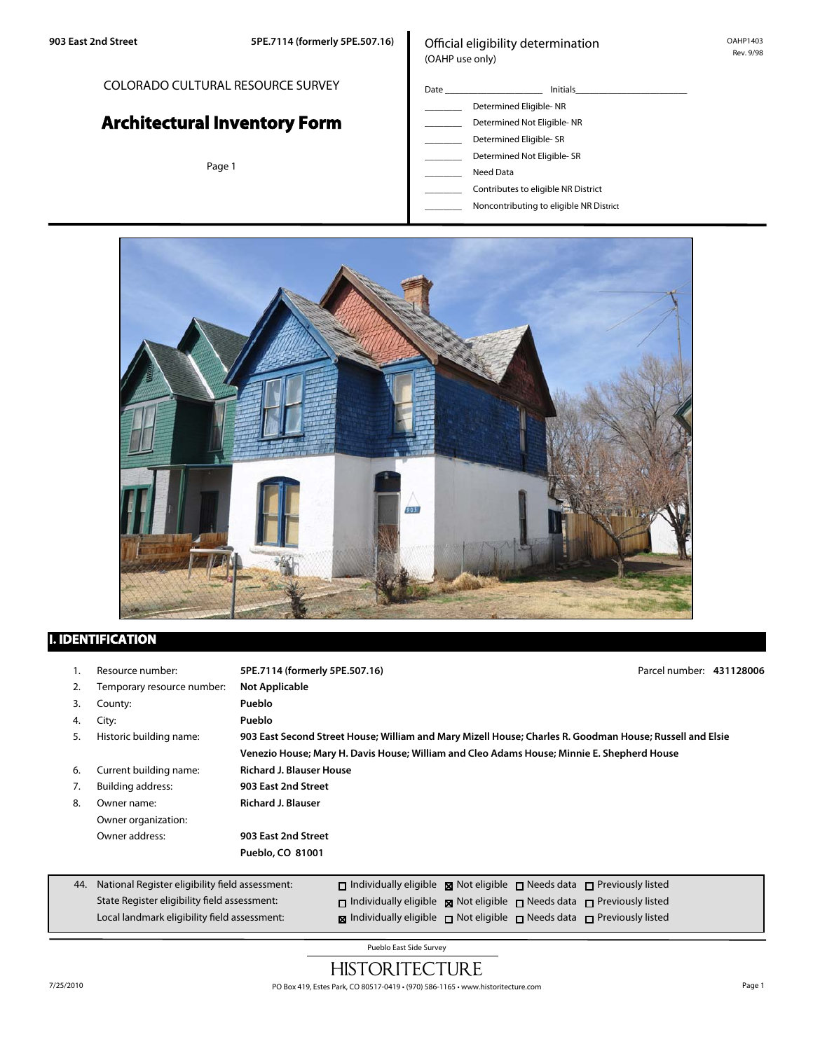COLORADO CULTURAL RESOURCE SURVEY

# Architectural Inventory Form

Official eligibility determination
(OAHP use only)

Date ____________________ Initials______________________

________ Determined Eligible- NR
________ Determined Not Eligible- NR
________ Determined Eligible- SR
________ Determined Not Eligible- SR
________ Need Data
________ Contributes to eligible NR District
________ Noncontributing to eligible NR District

OAHP1403
Rev. 9/98

## I. IDENTIFICATION

1. Resource number: **5PE.7114 (formerly 5PE.507.16)** Parcel number: **431128006**
2. Temporary resource number: **Not Applicable**
3. County: **Pueblo**
4. City: **Pueblo**
5. Historic building name: **903 East Second Street House; William and Mary Mizell House; Charles R. Goodman House; Russell and Elsie Venezio House; Mary H. Davis House; William and Cleo Adams House; Minnie E. Shepherd House**
6. Current building name: **Richard J. Blauser House**
7. Building address: **903 East 2nd Street**
8. Owner name: **Richard J. Blauser**
   Owner organization:
   Owner address: **903 East 2nd Street**
   **Pueblo, CO 81001**

| 44. | | | | |
|---|---|---|---|---|
| National Register eligibility field assessment: | ☐ Individually eligible | ☒ Not eligible | ☐ Needs data | ☐ Previously listed |
| State Register eligibility field assessment: | ☐ Individually eligible | ☒ Not eligible | ☐ Needs data | ☐ Previously listed |
| Local landmark eligibility field assessment: | ☒ Individually eligible | ☐ Not eligible | ☐ Needs data | ☐ Previously listed |

Pueblo East Side Survey
HISTORITECTURE
PO Box 419, Estes Park, CO 80517-0419 • (970) 586-1165 • www.historitecture.com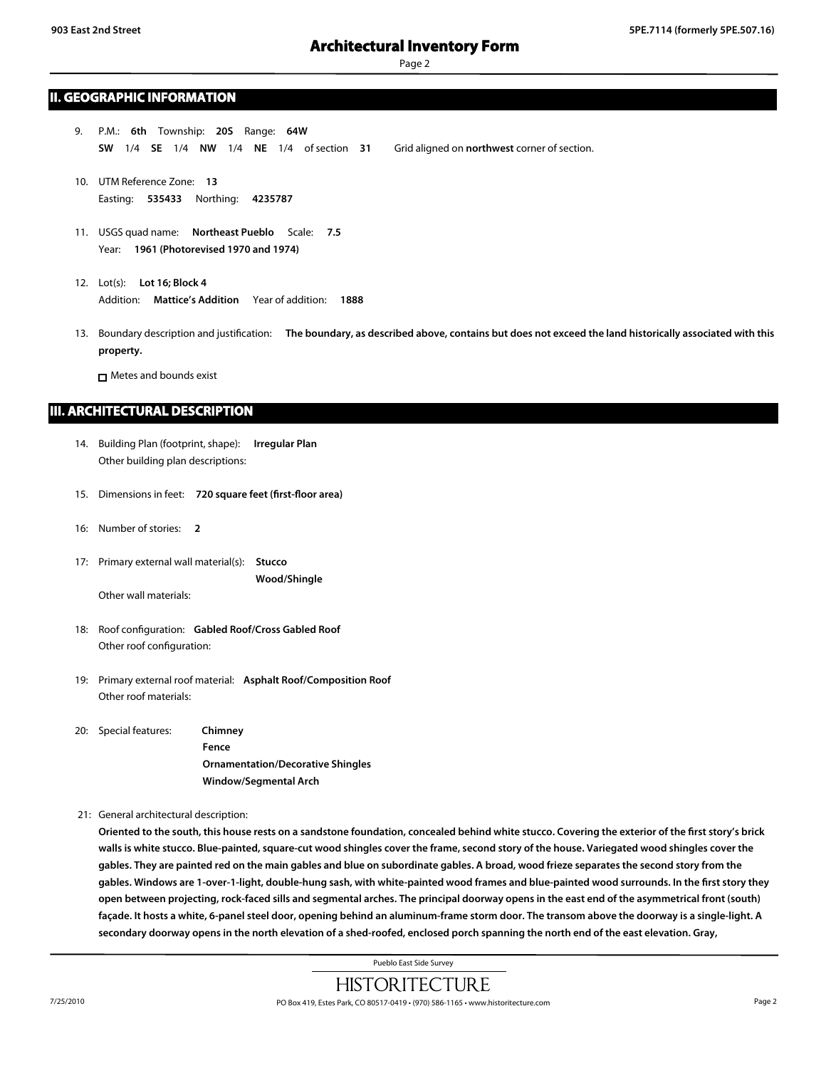## II. GEOGRAPHIC INFORMATION

9. P.M.: **6th** Township: **20S** Range: **64W**
   **SW** 1/4 **SE** 1/4 **NW** 1/4 **NE** 1/4 of section **31** Grid aligned on **northwest** corner of section.

10. UTM Reference Zone: **13**
    Easting: **535433** Northing: **4235787**

11. USGS quad name: **Northeast Pueblo** Scale: **7.5**
    Year: **1961 (Photorevised 1970 and 1974)**

12. Lot(s): **Lot 16; Block 4**
    Addition: **Mattice's Addition** Year of addition: **1888**

13. Boundary description and justification: **The boundary, as described above, contains but does not exceed the land historically associated with this property.**

    ☐ Metes and bounds exist

## III. ARCHITECTURAL DESCRIPTION

14. Building Plan (footprint, shape): **Irregular Plan**
    Other building plan descriptions:

15. Dimensions in feet: **720 square feet (first-floor area)**

16: Number of stories: **2**

17: Primary external wall material(s): **Stucco**
    **Wood/Shingle**
    Other wall materials:

18: Roof configuration: **Gabled Roof/Cross Gabled Roof**
    Other roof configuration:

19: Primary external roof material: **Asphalt Roof/Composition Roof**
    Other roof materials:

20: Special features: **Chimney**
    **Fence**
    **Ornamentation/Decorative Shingles**
    **Window/Segmental Arch**

21: General architectural description:
    **Oriented to the south, this house rests on a sandstone foundation, concealed behind white stucco. Covering the exterior of the first story's brick walls is white stucco. Blue-painted, square-cut wood shingles cover the frame, second story of the house. Variegated wood shingles cover the gables. They are painted red on the main gables and blue on subordinate gables. A broad, wood frieze separates the second story from the gables. Windows are 1-over-1-light, double-hung sash, with white-painted wood frames and blue-painted wood surrounds. In the first story they open between projecting, rock-faced sills and segmental arches. The principal doorway opens in the east end of the asymmetrical front (south) façade. It hosts a white, 6-panel steel door, opening behind an aluminum-frame storm door. The transom above the doorway is a single-light. A secondary doorway opens in the north elevation of a shed-roofed, enclosed porch spanning the north end of the east elevation. Gray,**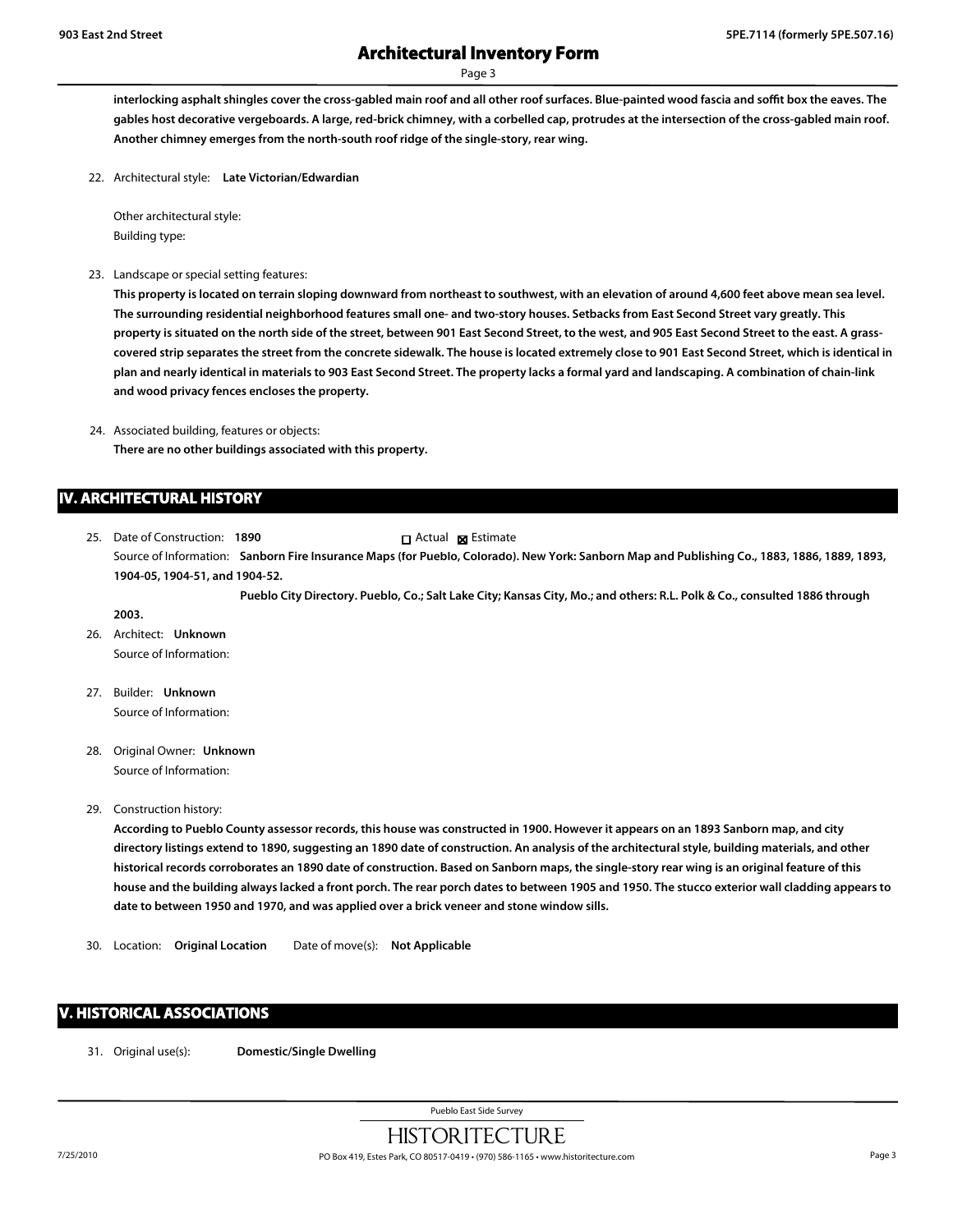interlocking asphalt shingles cover the cross-gabled main roof and all other roof surfaces. Blue-painted wood fascia and soffit box the eaves. The gables host decorative vergeboards. A large, red-brick chimney, with a corbelled cap, protrudes at the intersection of the cross-gabled main roof. Another chimney emerges from the north-south roof ridge of the single-story, rear wing.

22. Architectural style: **Late Victorian/Edwardian**

    Other architectural style:

    Building type:

23. Landscape or special setting features:

    **This property is located on terrain sloping downward from northeast to southwest, with an elevation of around 4,600 feet above mean sea level. The surrounding residential neighborhood features small one- and two-story houses. Setbacks from East Second Street vary greatly. This property is situated on the north side of the street, between 901 East Second Street, to the west, and 905 East Second Street to the east. A grass-covered strip separates the street from the concrete sidewalk. The house is located extremely close to 901 East Second Street, which is identical in plan and nearly identical in materials to 903 East Second Street. The property lacks a formal yard and landscaping. A combination of chain-link and wood privacy fences encloses the property.**

24. Associated building, features or objects:

    **There are no other buildings associated with this property.**

## IV. ARCHITECTURAL HISTORY

25. Date of Construction: **1890** ☐ Actual ☒ Estimate

    Source of Information: **Sanborn Fire Insurance Maps (for Pueblo, Colorado). New York: Sanborn Map and Publishing Co., 1883, 1886, 1889, 1893, 1904-05, 1904-51, and 1904-52.**

    **Pueblo City Directory. Pueblo, Co.; Salt Lake City; Kansas City, Mo.; and others: R.L. Polk & Co., consulted 1886 through 2003.**

26. Architect: **Unknown**

    Source of Information:

27. Builder: **Unknown**

    Source of Information:

28. Original Owner: **Unknown**

    Source of Information:

29. Construction history:

    **According to Pueblo County assessor records, this house was constructed in 1900. However it appears on an 1893 Sanborn map, and city directory listings extend to 1890, suggesting an 1890 date of construction. An analysis of the architectural style, building materials, and other historical records corroborates an 1890 date of construction. Based on Sanborn maps, the single-story rear wing is an original feature of this house and the building always lacked a front porch. The rear porch dates to between 1905 and 1950. The stucco exterior wall cladding appears to date to between 1950 and 1970, and was applied over a brick veneer and stone window sills.**

30. Location: **Original Location** Date of move(s): **Not Applicable**

## V. HISTORICAL ASSOCIATIONS

31. Original use(s): **Domestic/Single Dwelling**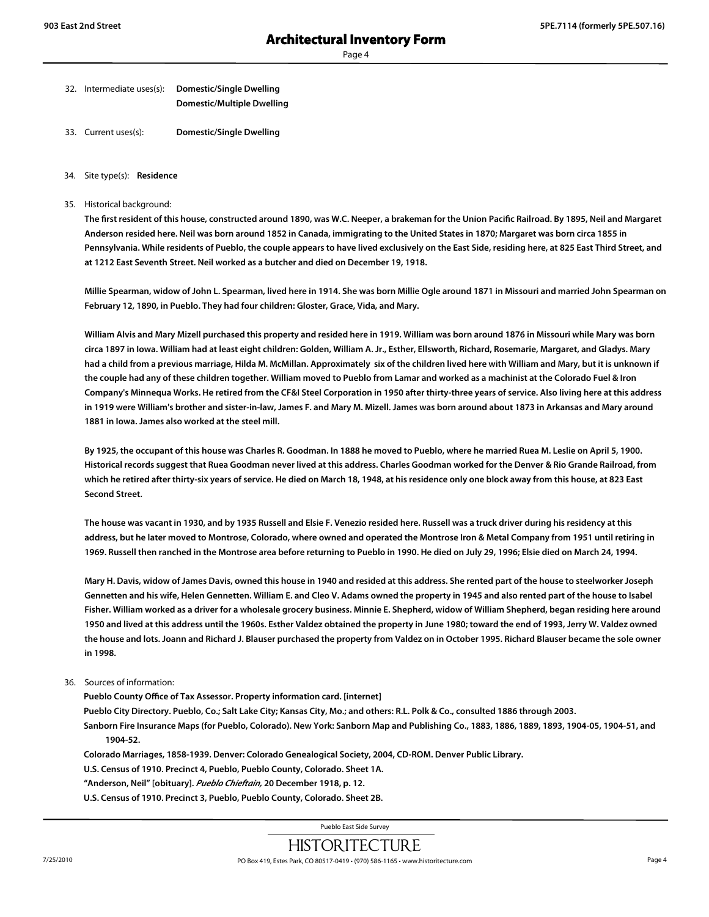32. Intermediate uses(s): **Domestic/Single Dwelling**
**Domestic/Multiple Dwelling**

33. Current uses(s): **Domestic/Single Dwelling**

34. Site type(s): **Residence**

35. Historical background:

**The first resident of this house, constructed around 1890, was W.C. Neeper, a brakeman for the Union Pacific Railroad. By 1895, Neil and Margaret Anderson resided here. Neil was born around 1852 in Canada, immigrating to the United States in 1870; Margaret was born circa 1855 in Pennsylvania. While residents of Pueblo, the couple appears to have lived exclusively on the East Side, residing here, at 825 East Third Street, and at 1212 East Seventh Street. Neil worked as a butcher and died on December 19, 1918.**

**Millie Spearman, widow of John L. Spearman, lived here in 1914. She was born Millie Ogle around 1871 in Missouri and married John Spearman on February 12, 1890, in Pueblo. They had four children: Gloster, Grace, Vida, and Mary.**

**William Alvis and Mary Mizell purchased this property and resided here in 1919. William was born around 1876 in Missouri while Mary was born circa 1897 in Iowa. William had at least eight children: Golden, William A. Jr., Esther, Ellsworth, Richard, Rosemarie, Margaret, and Gladys. Mary had a child from a previous marriage, Hilda M. McMillan. Approximately six of the children lived here with William and Mary, but it is unknown if the couple had any of these children together. William moved to Pueblo from Lamar and worked as a machinist at the Colorado Fuel & Iron Company's Minnequa Works. He retired from the CF&I Steel Corporation in 1950 after thirty-three years of service. Also living here at this address in 1919 were William's brother and sister-in-law, James F. and Mary M. Mizell. James was born around about 1873 in Arkansas and Mary around 1881 in Iowa. James also worked at the steel mill.**

**By 1925, the occupant of this house was Charles R. Goodman. In 1888 he moved to Pueblo, where he married Ruea M. Leslie on April 5, 1900. Historical records suggest that Ruea Goodman never lived at this address. Charles Goodman worked for the Denver & Rio Grande Railroad, from which he retired after thirty-six years of service. He died on March 18, 1948, at his residence only one block away from this house, at 823 East Second Street.**

**The house was vacant in 1930, and by 1935 Russell and Elsie F. Venezio resided here. Russell was a truck driver during his residency at this address, but he later moved to Montrose, Colorado, where owned and operated the Montrose Iron & Metal Company from 1951 until retiring in 1969. Russell then ranched in the Montrose area before returning to Pueblo in 1990. He died on July 29, 1996; Elsie died on March 24, 1994.**

**Mary H. Davis, widow of James Davis, owned this house in 1940 and resided at this address. She rented part of the house to steelworker Joseph Gennetten and his wife, Helen Gennetten. William E. and Cleo V. Adams owned the property in 1945 and also rented part of the house to Isabel Fisher. William worked as a driver for a wholesale grocery business. Minnie E. Shepherd, widow of William Shepherd, began residing here around 1950 and lived at this address until the 1960s. Esther Valdez obtained the property in June 1980; toward the end of 1993, Jerry W. Valdez owned the house and lots. Joann and Richard J. Blauser purchased the property from Valdez on in October 1995. Richard Blauser became the sole owner in 1998.**

36. Sources of information:

**Pueblo County Office of Tax Assessor. Property information card. [internet]**

**Pueblo City Directory. Pueblo, Co.; Salt Lake City; Kansas City, Mo.; and others: R.L. Polk & Co., consulted 1886 through 2003.**

**Sanborn Fire Insurance Maps (for Pueblo, Colorado). New York: Sanborn Map and Publishing Co., 1883, 1886, 1889, 1893, 1904-05, 1904-51, and 1904-52.**

**Colorado Marriages, 1858-1939. Denver: Colorado Genealogical Society, 2004, CD-ROM. Denver Public Library.**

**U.S. Census of 1910. Precinct 4, Pueblo, Pueblo County, Colorado. Sheet 1A.**

**"Anderson, Neil" [obituary].** ***Pueblo Chieftain,*** **20 December 1918, p. 12.**

**U.S. Census of 1910. Precinct 3, Pueblo, Pueblo County, Colorado. Sheet 2B.**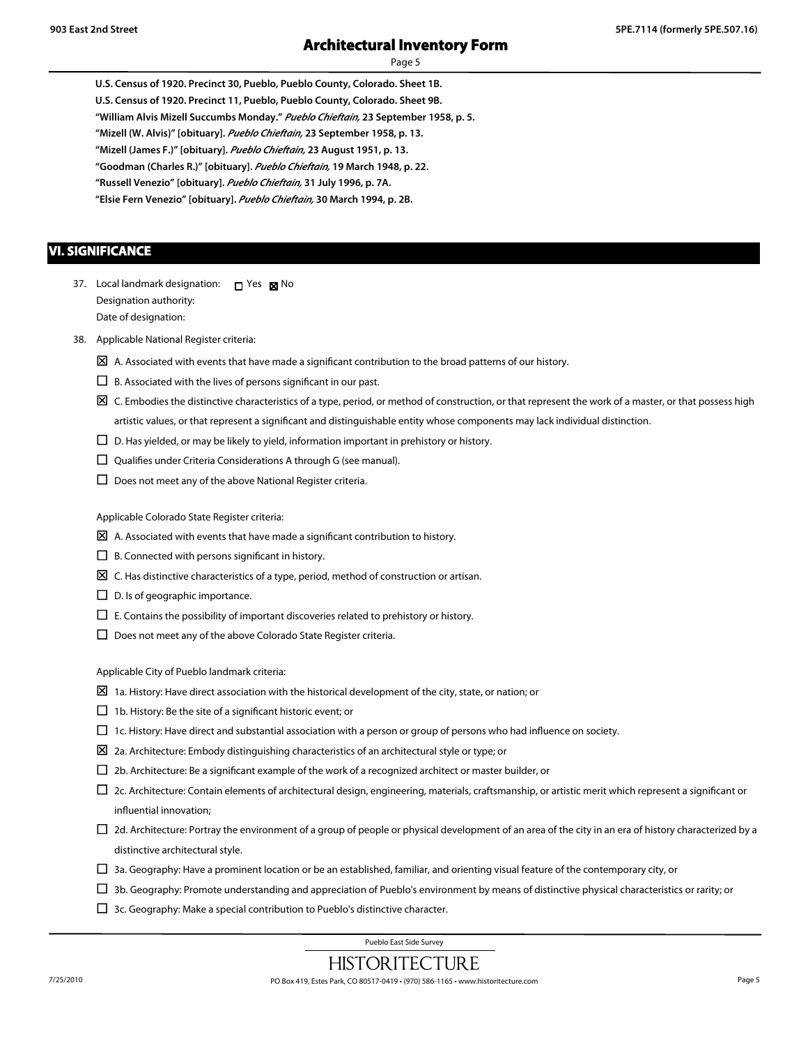**U.S. Census of 1920. Precinct 30, Pueblo, Pueblo County, Colorado. Sheet 1B.**

**U.S. Census of 1920. Precinct 11, Pueblo, Pueblo County, Colorado. Sheet 9B.**

**"William Alvis Mizell Succumbs Monday."** ***Pueblo Chieftain,*** **23 September 1958, p. 5.**

**"Mizell (W. Alvis)" [obituary].** ***Pueblo Chieftain,*** **23 September 1958, p. 13.**

**"Mizell (James F.)" [obituary].** ***Pueblo Chieftain,*** **23 August 1951, p. 13.**

**"Goodman (Charles R.)" [obituary].** ***Pueblo Chieftain,*** **19 March 1948, p. 22.**

**"Russell Venezio" [obituary].** ***Pueblo Chieftain,*** **31 July 1996, p. 7A.**

**"Elsie Fern Venezio" [obituary].** ***Pueblo Chieftain,*** **30 March 1994, p. 2B.**

## VI. SIGNIFICANCE

37. Local landmark designation: ☐ Yes ☒ No
    Designation authority:
    Date of designation:

38. Applicable National Register criteria:

☒ A. Associated with events that have made a significant contribution to the broad patterns of our history.

☐ B. Associated with the lives of persons significant in our past.

☒ C. Embodies the distinctive characteristics of a type, period, or method of construction, or that represent the work of a master, or that possess high artistic values, or that represent a significant and distinguishable entity whose components may lack individual distinction.

☐ D. Has yielded, or may be likely to yield, information important in prehistory or history.

☐ Qualifies under Criteria Considerations A through G (see manual).

☐ Does not meet any of the above National Register criteria.

Applicable Colorado State Register criteria:

☒ A. Associated with events that have made a significant contribution to history.

☐ B. Connected with persons significant in history.

☒ C. Has distinctive characteristics of a type, period, method of construction or artisan.

☐ D. Is of geographic importance.

☐ E. Contains the possibility of important discoveries related to prehistory or history.

☐ Does not meet any of the above Colorado State Register criteria.

Applicable City of Pueblo landmark criteria:

☒ 1a. History: Have direct association with the historical development of the city, state, or nation; or

☐ 1b. History: Be the site of a significant historic event; or

☐ 1c. History: Have direct and substantial association with a person or group of persons who had influence on society.

☒ 2a. Architecture: Embody distinguishing characteristics of an architectural style or type; or

☐ 2b. Architecture: Be a significant example of the work of a recognized architect or master builder, or

☐ 2c. Architecture: Contain elements of architectural design, engineering, materials, craftsmanship, or artistic merit which represent a significant or influential innovation;

☐ 2d. Architecture: Portray the environment of a group of people or physical development of an area of the city in an era of history characterized by a distinctive architectural style.

☐ 3a. Geography: Have a prominent location or be an established, familiar, and orienting visual feature of the contemporary city, or

☐ 3b. Geography: Promote understanding and appreciation of Pueblo's environment by means of distinctive physical characteristics or rarity; or

☐ 3c. Geography: Make a special contribution to Pueblo's distinctive character.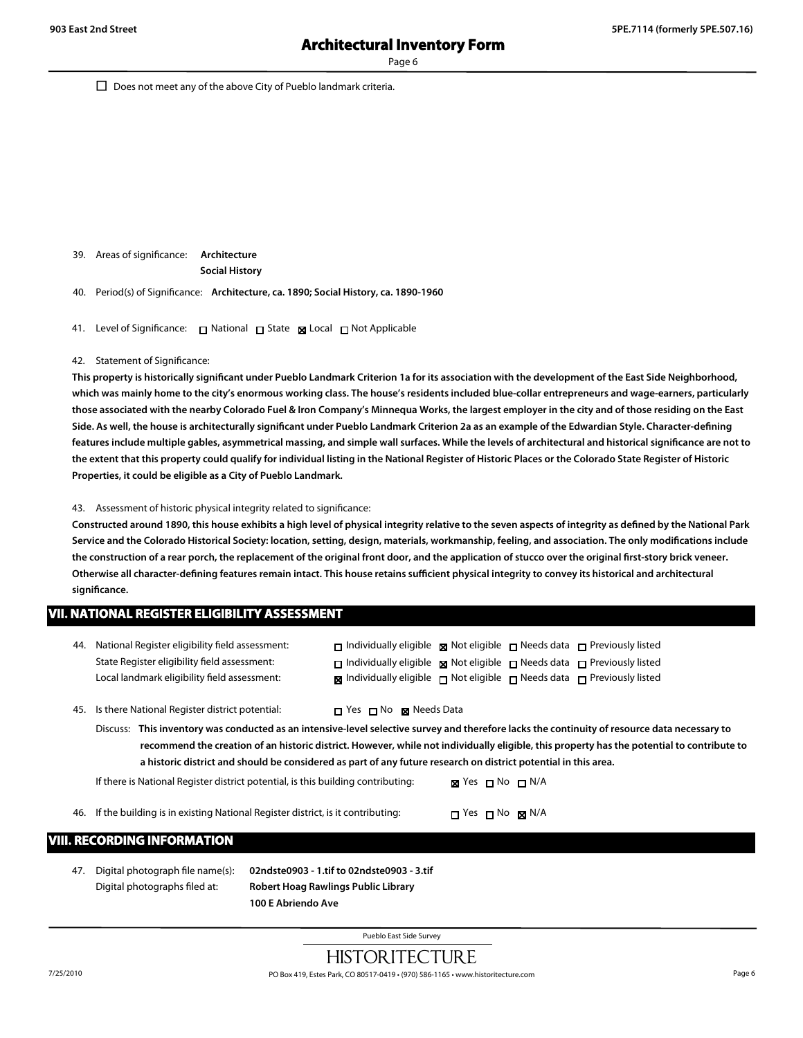☐ Does not meet any of the above City of Pueblo landmark criteria.

39. Areas of significance: **Architecture**
**Social History**

40. Period(s) of Significance: **Architecture, ca. 1890; Social History, ca. 1890-1960**

41. Level of Significance: ☐ National ☐ State ☒ Local ☐ Not Applicable

42. Statement of Significance:

**This property is historically significant under Pueblo Landmark Criterion 1a for its association with the development of the East Side Neighborhood, which was mainly home to the city's enormous working class. The house's residents included blue-collar entrepreneurs and wage-earners, particularly those associated with the nearby Colorado Fuel & Iron Company's Minnequa Works, the largest employer in the city and of those residing on the East Side. As well, the house is architecturally significant under Pueblo Landmark Criterion 2a as an example of the Edwardian Style. Character-defining features include multiple gables, asymmetrical massing, and simple wall surfaces. While the levels of architectural and historical significance are not to the extent that this property could qualify for individual listing in the National Register of Historic Places or the Colorado State Register of Historic Properties, it could be eligible as a City of Pueblo Landmark.**

43. Assessment of historic physical integrity related to significance:

**Constructed around 1890, this house exhibits a high level of physical integrity relative to the seven aspects of integrity as defined by the National Park Service and the Colorado Historical Society: location, setting, design, materials, workmanship, feeling, and association. The only modifications include the construction of a rear porch, the replacement of the original front door, and the application of stucco over the original first-story brick veneer. Otherwise all character-defining features remain intact. This house retains sufficient physical integrity to convey its historical and architectural significance.**

## VII. NATIONAL REGISTER ELIGIBILITY ASSESSMENT

44. National Register eligibility field assessment: ☐ Individually eligible ☒ Not eligible ☐ Needs data ☐ Previously listed
State Register eligibility field assessment: ☐ Individually eligible ☒ Not eligible ☐ Needs data ☐ Previously listed
Local landmark eligibility field assessment: ☒ Individually eligible ☐ Not eligible ☐ Needs data ☐ Previously listed

45. Is there National Register district potential: ☐ Yes ☐ No ☒ Needs Data

Discuss: **This inventory was conducted as an intensive-level selective survey and therefore lacks the continuity of resource data necessary to recommend the creation of an historic district. However, while not individually eligible, this property has the potential to contribute to a historic district and should be considered as part of any future research on district potential in this area.**

If there is National Register district potential, is this building contributing: ☒ Yes ☐ No ☐ N/A

46. If the building is in existing National Register district, is it contributing: ☐ Yes ☐ No ☒ N/A

## VIII. RECORDING INFORMATION

47. Digital photograph file name(s): **02ndste0903 - 1.tif to 02ndste0903 - 3.tif**
Digital photographs filed at: **Robert Hoag Rawlings Public Library**
**100 E Abriendo Ave**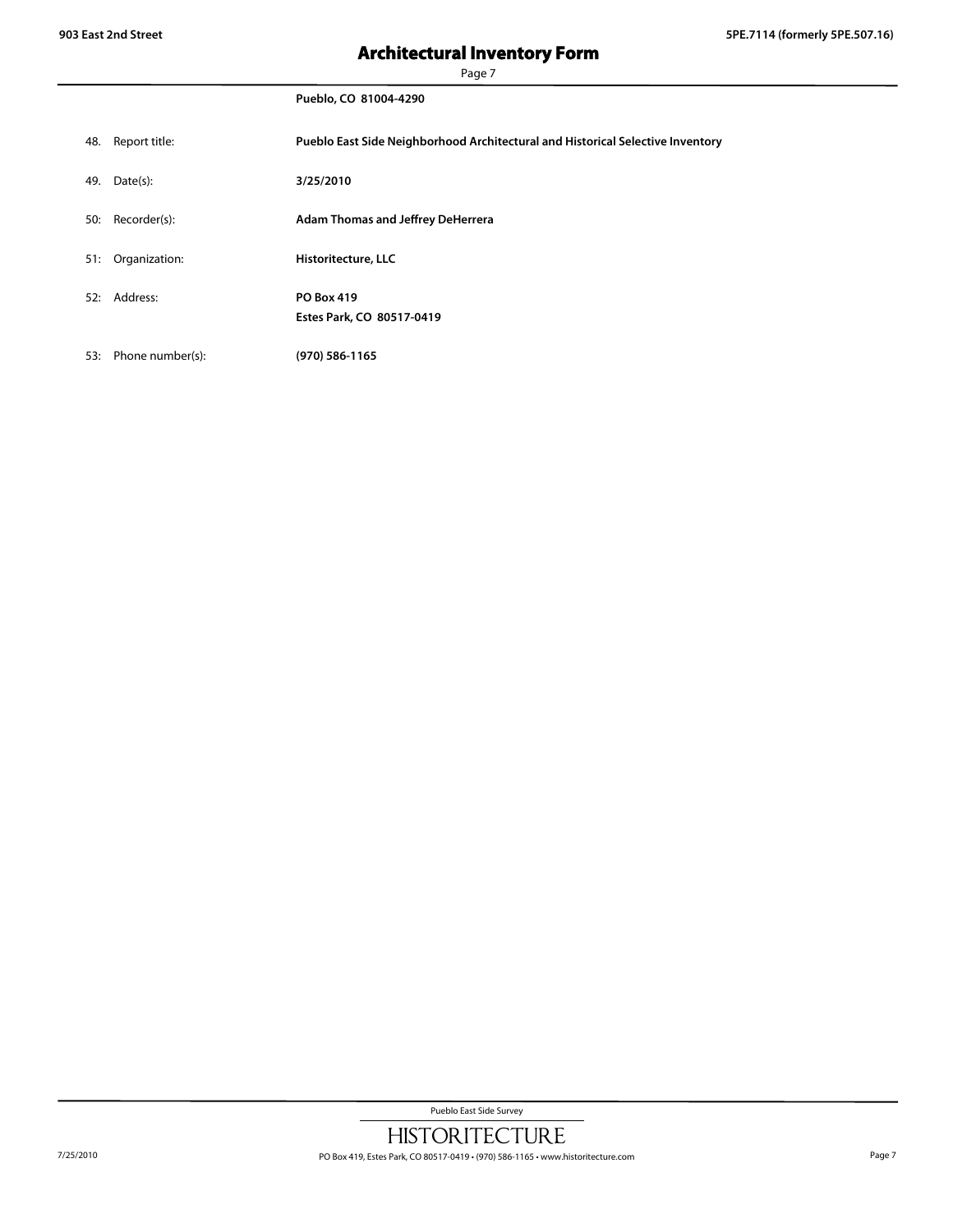Pueblo, CO  81004-4290

48. Report title: **Pueblo East Side Neighborhood Architectural and Historical Selective Inventory**

49. Date(s): **3/25/2010**

50: Recorder(s): **Adam Thomas and Jeffrey DeHerrera**

51: Organization: **Historitecture, LLC**

52: Address: **PO Box 419**
**Estes Park, CO  80517-0419**

53: Phone number(s): **(970) 586-1165**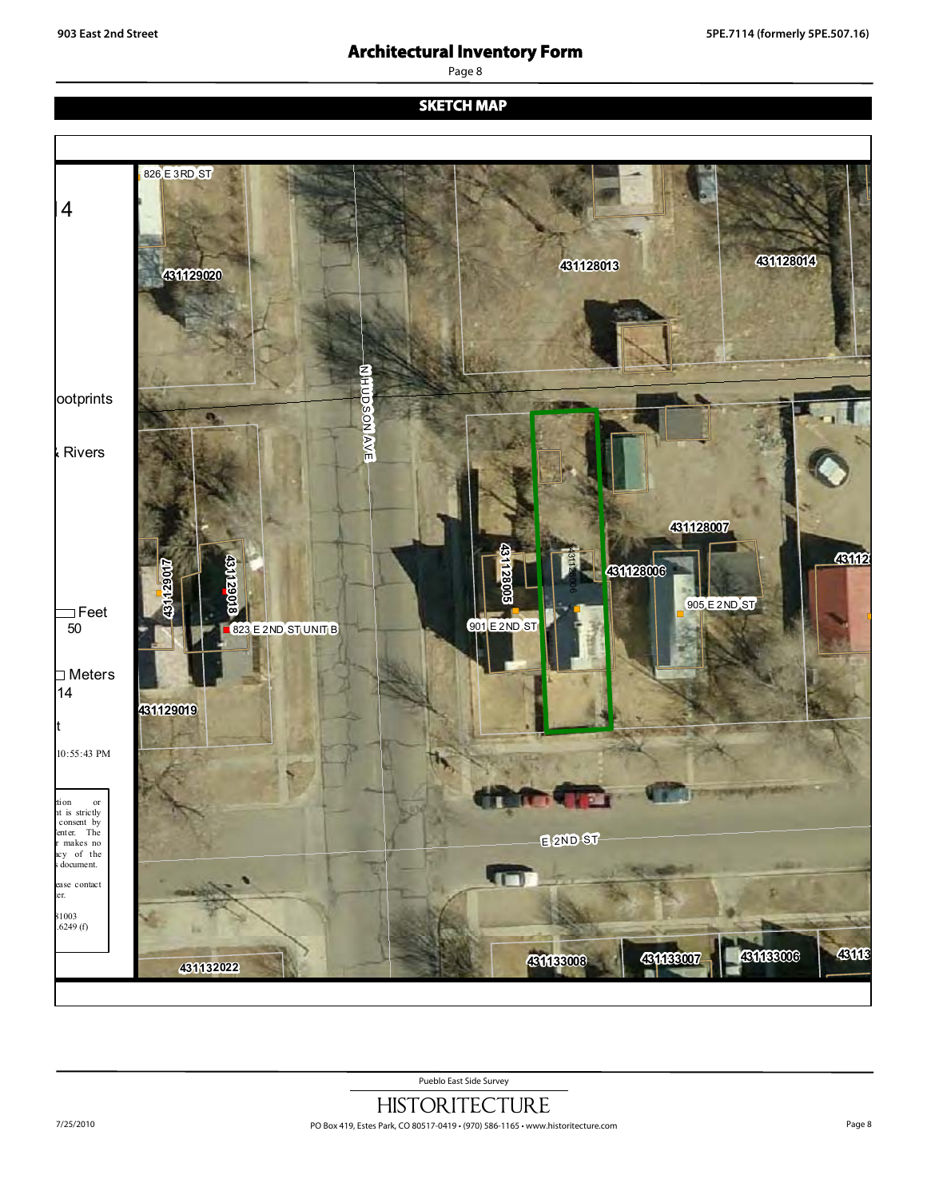# Architectural Inventory Form

## SKETCH MAP

826 E 3RD ST

431129020

431128013

431128014

N HUDSON AVE

431128007

431128006

431128005

901 E 2ND ST

905 E 2ND ST

431129017

431129018

823 E 2ND ST UNIT B

431129019

E 2ND ST

431132022

431133008

431133007

431133006

4

ootprints

Rivers

Feet
50

Meters
14

t

10:55:43 PM

tion or
nt is strictly
consent by
enter. The
r makes no
acy of the
document.

ease contact
er.

81003
.6249 (f)

Pueblo East Side Survey

HISTORITECTURE

PO Box 419, Estes Park, CO 80517-0419 • (970) 586-1165 • www.historitecture.com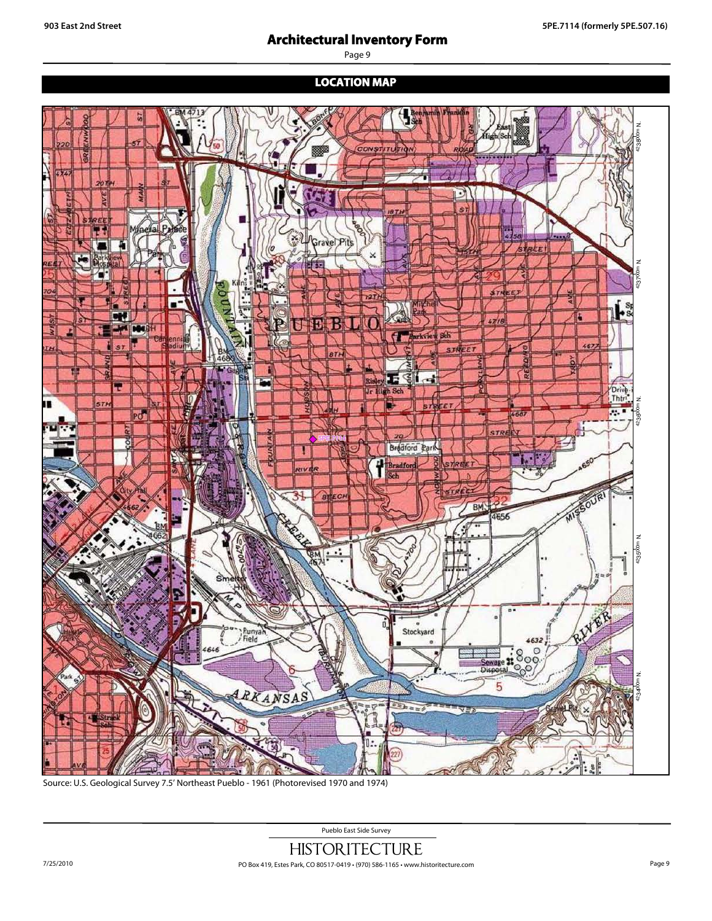## LOCATION MAP

Source: U.S. Geological Survey 7.5' Northeast Pueblo - 1961 (Photorevised 1970 and 1974)